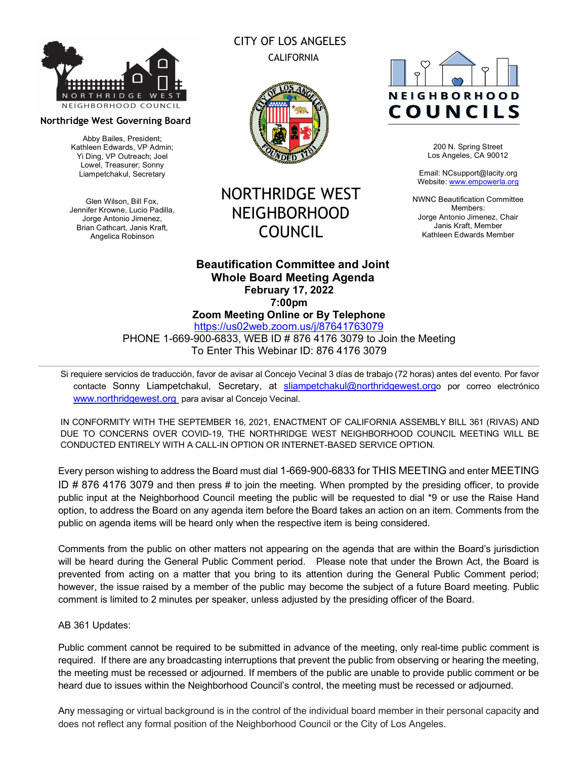NORTHRIDGE WEST NEIGHBORHOOD COUNCIL

**Northridge West Governing Board**

Abby Bailes, President; Kathleen Edwards, VP Admin; Yi Ding, VP Outreach; Joel Lowel, Treasurer; Sonny Liampetchakul, Secretary

Glen Wilson, Bill Fox, Jennifer Krowne, Lucio Padilla, Jorge Antonio Jimenez, Brian Cathcart, Janis Kraft, Angelica Robinson

CITY OF LOS ANGELES

CALIFORNIA

# NORTHRIDGE WEST NEIGHBORHOOD COUNCIL

NEIGHBORHOOD COUNCILS

200 N. Spring Street
Los Angeles, CA 90012

Email: NCsupport@lacity.org
Website: [www.empowerla.org](http://www.empowerla.org)

NWNC Beautification Committee Members:
Jorge Antonio Jimenez, Chair
Janis Kraft, Member
Kathleen Edwards Member

## Beautification Committee and Joint Whole Board Meeting Agenda

**February 17, 2022**

**7:00pm**

**Zoom Meeting Online or By Telephone**

[https://us02web.zoom.us/j/87641763079](https://us02web.zoom.us/j/87641763079)

PHONE 1-669-900-6833, WEB ID # 876 4176 3079 to Join the Meeting

To Enter This Webinar ID: 876 4176 3079

---

Si requiere servicios de traducción, favor de avisar al Concejo Vecinal 3 días de trabajo (72 horas) antes del evento. Por favor contacte Sonny Liampetchakul, Secretary, at [sliampetchakul@northridgewest.org](mailto:sliampetchakul@northridgewest.org) o por correo electrónico [www.northridgewest.org](http://www.northridgewest.org) para avisar al Concejo Vecinal.

IN CONFORMITY WITH THE SEPTEMBER 16, 2021, ENACTMENT OF CALIFORNIA ASSEMBLY BILL 361 (RIVAS) AND DUE TO CONCERNS OVER COVID-19, THE NORTHRIDGE WEST NEIGHBORHOOD COUNCIL MEETING WILL BE CONDUCTED ENTIRELY WITH A CALL-IN OPTION OR INTERNET-BASED SERVICE OPTION.

Every person wishing to address the Board must dial 1-669-900-6833 for THIS MEETING and enter MEETING ID # 876 4176 3079 and then press # to join the meeting. When prompted by the presiding officer, to provide public input at the Neighborhood Council meeting the public will be requested to dial *9 or use the Raise Hand option, to address the Board on any agenda item before the Board takes an action on an item. Comments from the public on agenda items will be heard only when the respective item is being considered.

Comments from the public on other matters not appearing on the agenda that are within the Board's jurisdiction will be heard during the General Public Comment period. Please note that under the Brown Act, the Board is prevented from acting on a matter that you bring to its attention during the General Public Comment period; however, the issue raised by a member of the public may become the subject of a future Board meeting. Public comment is limited to 2 minutes per speaker, unless adjusted by the presiding officer of the Board.

AB 361 Updates:

Public comment cannot be required to be submitted in advance of the meeting, only real-time public comment is required. If there are any broadcasting interruptions that prevent the public from observing or hearing the meeting, the meeting must be recessed or adjourned. If members of the public are unable to provide public comment or be heard due to issues within the Neighborhood Council's control, the meeting must be recessed or adjourned.

Any messaging or virtual background is in the control of the individual board member in their personal capacity and does not reflect any formal position of the Neighborhood Council or the City of Los Angeles.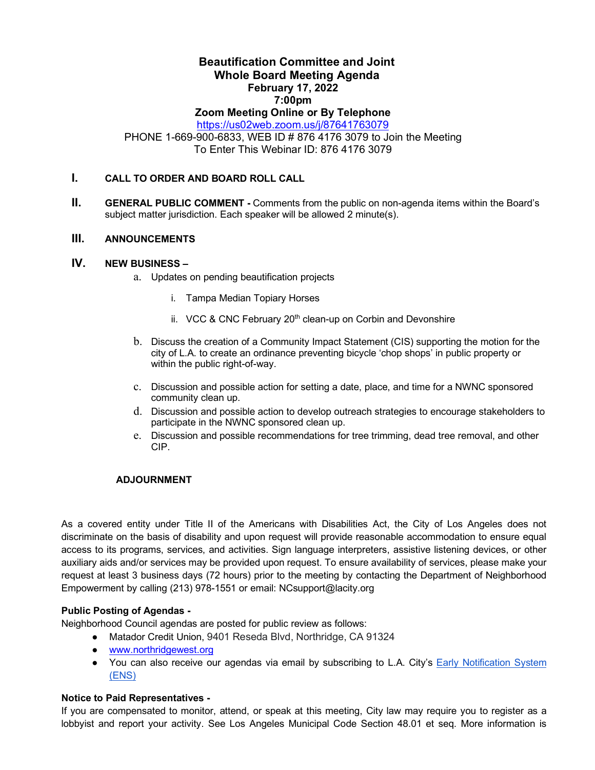# Beautification Committee and Joint Whole Board Meeting Agenda

**February 17, 2022**

**7:00pm**

**Zoom Meeting Online or By Telephone**

https://us02web.zoom.us/j/87641763079

PHONE 1-669-900-6833, WEB ID # 876 4176 3079 to Join the Meeting

To Enter This Webinar ID: 876 4176 3079

## I. CALL TO ORDER AND BOARD ROLL CALL

## II. GENERAL PUBLIC COMMENT -

Comments from the public on non-agenda items within the Board's subject matter jurisdiction. Each speaker will be allowed 2 minute(s).

## III. ANNOUNCEMENTS

## IV. NEW BUSINESS –

a. Updates on pending beautification projects

   i. Tampa Median Topiary Horses

   ii. VCC & CNC February 20th clean-up on Corbin and Devonshire

b. Discuss the creation of a Community Impact Statement (CIS) supporting the motion for the city of L.A. to create an ordinance preventing bicycle 'chop shops' in public property or within the public right-of-way.

c. Discussion and possible action for setting a date, place, and time for a NWNC sponsored community clean up.

d. Discussion and possible action to develop outreach strategies to encourage stakeholders to participate in the NWNC sponsored clean up.

e. Discussion and possible recommendations for tree trimming, dead tree removal, and other CIP.

## ADJOURNMENT

As a covered entity under Title II of the Americans with Disabilities Act, the City of Los Angeles does not discriminate on the basis of disability and upon request will provide reasonable accommodation to ensure equal access to its programs, services, and activities. Sign language interpreters, assistive listening devices, or other auxiliary aids and/or services may be provided upon request. To ensure availability of services, please make your request at least 3 business days (72 hours) prior to the meeting by contacting the Department of Neighborhood Empowerment by calling (213) 978-1551 or email: NCsupport@lacity.org

**Public Posting of Agendas -**

Neighborhood Council agendas are posted for public review as follows:

- Matador Credit Union, 9401 Reseda Blvd, Northridge, CA 91324
- www.northridgewest.org
- You can also receive our agendas via email by subscribing to L.A. City's Early Notification System (ENS)

**Notice to Paid Representatives -**

If you are compensated to monitor, attend, or speak at this meeting, City law may require you to register as a lobbyist and report your activity. See Los Angeles Municipal Code Section 48.01 et seq. More information is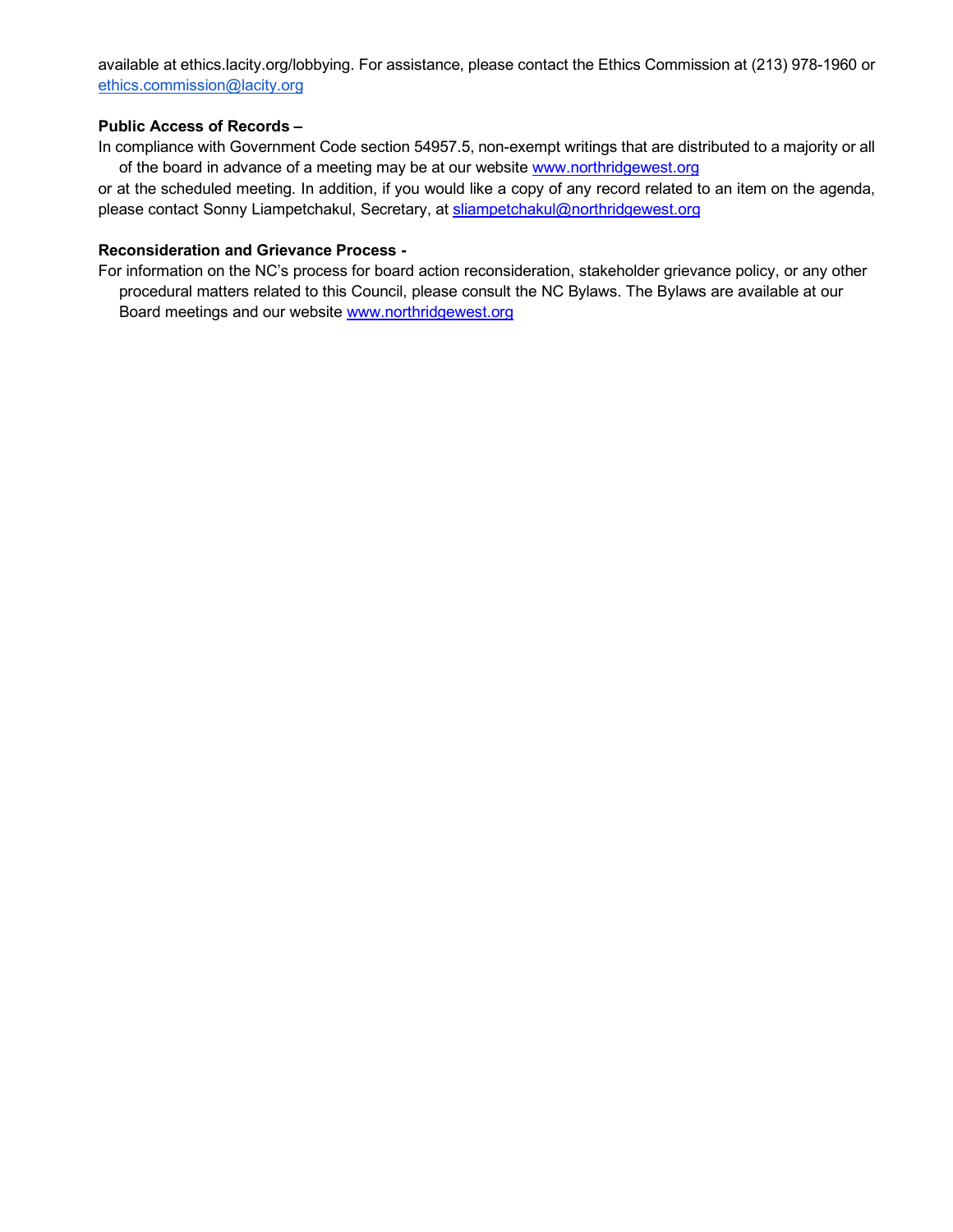available at ethics.lacity.org/lobbying. For assistance, please contact the Ethics Commission at (213) 978-1960 or ethics.commission@lacity.org

**Public Access of Records –**

In compliance with Government Code section 54957.5, non-exempt writings that are distributed to a majority or all of the board in advance of a meeting may be at our website www.northridgewest.org or at the scheduled meeting. In addition, if you would like a copy of any record related to an item on the agenda, please contact Sonny Liampetchakul, Secretary, at sliampetchakul@northridgewest.org

**Reconsideration and Grievance Process -**

For information on the NC's process for board action reconsideration, stakeholder grievance policy, or any other procedural matters related to this Council, please consult the NC Bylaws. The Bylaws are available at our Board meetings and our website www.northridgewest.org